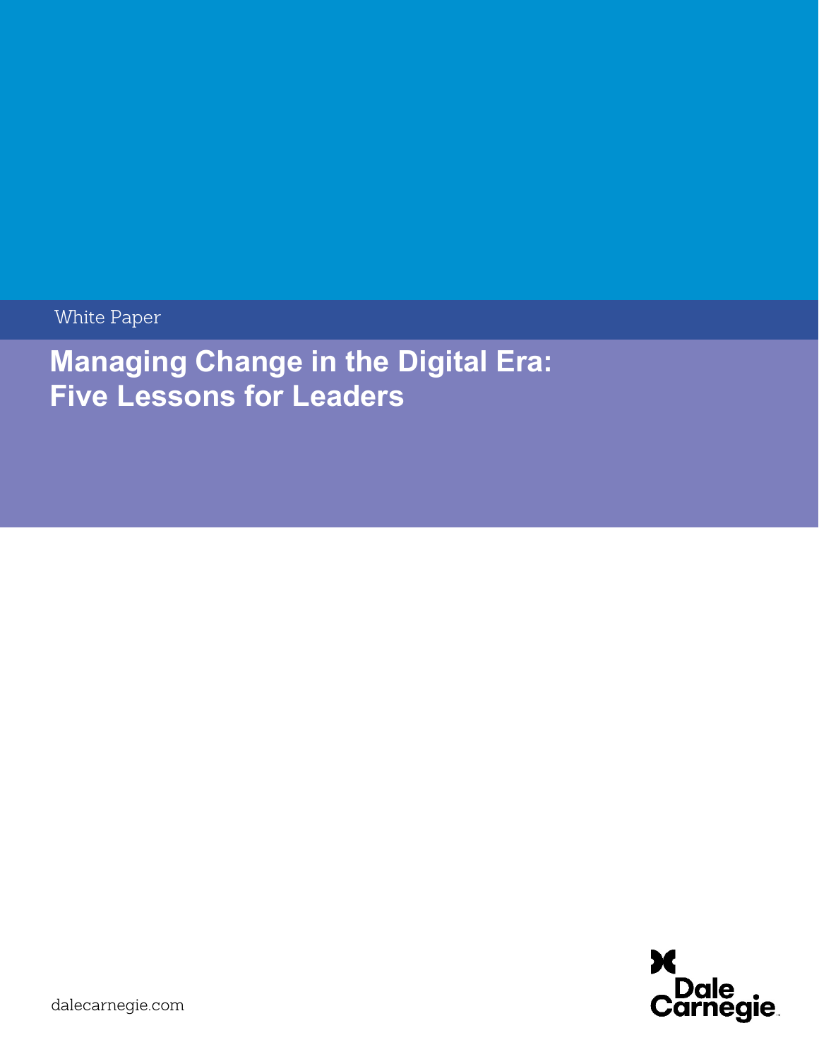White Paper

# Managing Change in the Digital Era: Five Lessons for Leaders

dalecarnegie.com

Dale Carnegie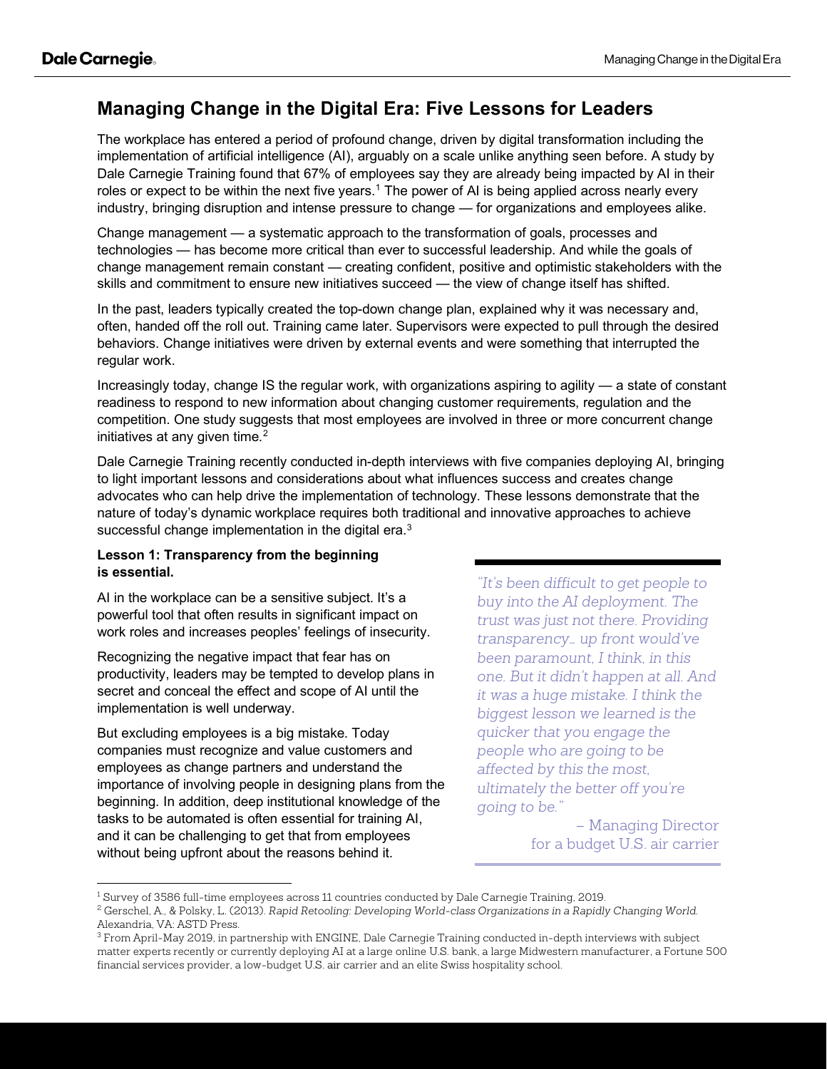# Managing Change in the Digital Era: Five Lessons for Leaders

The workplace has entered a period of profound change, driven by digital transformation including the implementation of artificial intelligence (AI), arguably on a scale unlike anything seen before. A study by Dale Carnegie Training found that 67% of employees say they are already being impacted by AI in their roles or expect to be within the next five years.[1] The power of AI is being applied across nearly every industry, bringing disruption and intense pressure to change — for organizations and employees alike.

Change management — a systematic approach to the transformation of goals, processes and technologies — has become more critical than ever to successful leadership. And while the goals of change management remain constant — creating confident, positive and optimistic stakeholders with the skills and commitment to ensure new initiatives succeed — the view of change itself has shifted.

In the past, leaders typically created the top-down change plan, explained why it was necessary and, often, handed off the roll out. Training came later. Supervisors were expected to pull through the desired behaviors. Change initiatives were driven by external events and were something that interrupted the regular work.

Increasingly today, change IS the regular work, with organizations aspiring to agility — a state of constant readiness to respond to new information about changing customer requirements, regulation and the competition. One study suggests that most employees are involved in three or more concurrent change initiatives at any given time.[2]

Dale Carnegie Training recently conducted in-depth interviews with five companies deploying AI, bringing to light important lessons and considerations about what influences success and creates change advocates who can help drive the implementation of technology. These lessons demonstrate that the nature of today's dynamic workplace requires both traditional and innovative approaches to achieve successful change implementation in the digital era.[3]

**Lesson 1: Transparency from the beginning is essential.**

AI in the workplace can be a sensitive subject. It's a powerful tool that often results in significant impact on work roles and increases peoples' feelings of insecurity.

Recognizing the negative impact that fear has on productivity, leaders may be tempted to develop plans in secret and conceal the effect and scope of AI until the implementation is well underway.

But excluding employees is a big mistake. Today companies must recognize and value customers and employees as change partners and understand the importance of involving people in designing plans from the beginning. In addition, deep institutional knowledge of the tasks to be automated is often essential for training AI, and it can be challenging to get that from employees without being upfront about the reasons behind it.

> *"It's been difficult to get people to buy into the AI deployment. The trust was just not there. Providing transparency… up front would've been paramount, I think, in this one. But it didn't happen at all. And it was a huge mistake. I think the biggest lesson we learned is the quicker that you engage the people who are going to be affected by this the most, ultimately the better off you're going to be."*
>
> – Managing Director for a budget U.S. air carrier

---

[1] Survey of 3586 full-time employees across 11 countries conducted by Dale Carnegie Training, 2019.

[2] Gerschel, A., & Polsky, L. (2013). *Rapid Retooling: Developing World-class Organizations in a Rapidly Changing World.* Alexandria, VA: ASTD Press.

[3] From April-May 2019, in partnership with ENGINE, Dale Carnegie Training conducted in-depth interviews with subject matter experts recently or currently deploying AI at a large online U.S. bank, a large Midwestern manufacturer, a Fortune 500 financial services provider, a low-budget U.S. air carrier and an elite Swiss hospitality school.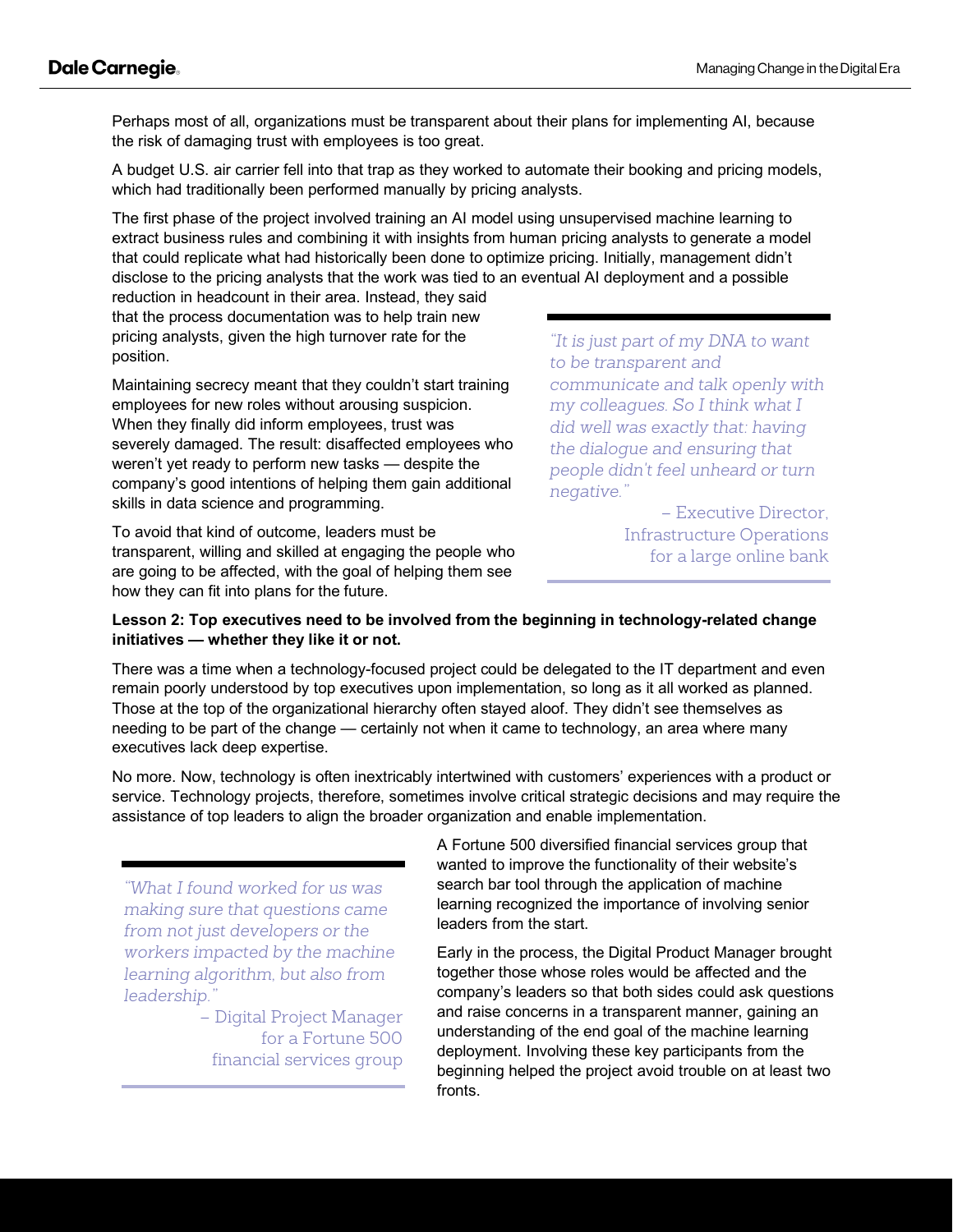Perhaps most of all, organizations must be transparent about their plans for implementing AI, because the risk of damaging trust with employees is too great.

A budget U.S. air carrier fell into that trap as they worked to automate their booking and pricing models, which had traditionally been performed manually by pricing analysts.

The first phase of the project involved training an AI model using unsupervised machine learning to extract business rules and combining it with insights from human pricing analysts to generate a model that could replicate what had historically been done to optimize pricing. Initially, management didn't disclose to the pricing analysts that the work was tied to an eventual AI deployment and a possible reduction in headcount in their area. Instead, they said that the process documentation was to help train new pricing analysts, given the high turnover rate for the position.

Maintaining secrecy meant that they couldn't start training employees for new roles without arousing suspicion. When they finally did inform employees, trust was severely damaged. The result: disaffected employees who weren't yet ready to perform new tasks — despite the company's good intentions of helping them gain additional skills in data science and programming.

To avoid that kind of outcome, leaders must be transparent, willing and skilled at engaging the people who are going to be affected, with the goal of helping them see how they can fit into plans for the future.

> *"It is just part of my DNA to want to be transparent and communicate and talk openly with my colleagues. So I think what I did well was exactly that: having the dialogue and ensuring that people didn't feel unheard or turn negative."*
>
> – Executive Director, Infrastructure Operations for a large online bank

**Lesson 2: Top executives need to be involved from the beginning in technology-related change initiatives — whether they like it or not.**

There was a time when a technology-focused project could be delegated to the IT department and even remain poorly understood by top executives upon implementation, so long as it all worked as planned. Those at the top of the organizational hierarchy often stayed aloof. They didn't see themselves as needing to be part of the change — certainly not when it came to technology, an area where many executives lack deep expertise.

No more. Now, technology is often inextricably intertwined with customers' experiences with a product or service. Technology projects, therefore, sometimes involve critical strategic decisions and may require the assistance of top leaders to align the broader organization and enable implementation.

> *"What I found worked for us was making sure that questions came from not just developers or the workers impacted by the machine learning algorithm, but also from leadership."*
>
> – Digital Project Manager for a Fortune 500 financial services group

A Fortune 500 diversified financial services group that wanted to improve the functionality of their website's search bar tool through the application of machine learning recognized the importance of involving senior leaders from the start.

Early in the process, the Digital Product Manager brought together those whose roles would be affected and the company's leaders so that both sides could ask questions and raise concerns in a transparent manner, gaining an understanding of the end goal of the machine learning deployment. Involving these key participants from the beginning helped the project avoid trouble on at least two fronts.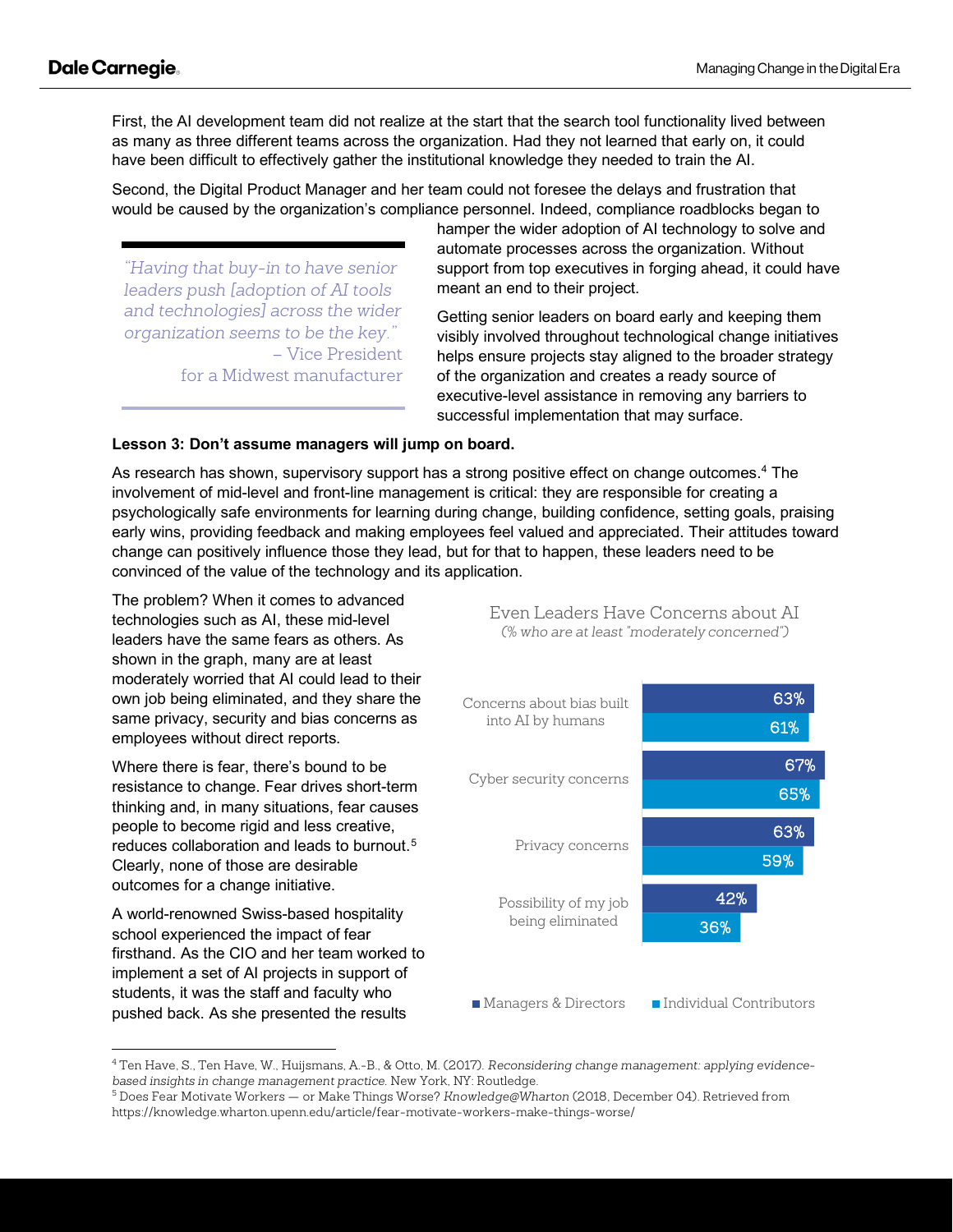First, the AI development team did not realize at the start that the search tool functionality lived between as many as three different teams across the organization. Had they not learned that early on, it could have been difficult to effectively gather the institutional knowledge they needed to train the AI.

Second, the Digital Product Manager and her team could not foresee the delays and frustration that would be caused by the organization's compliance personnel. Indeed, compliance roadblocks began to hamper the wider adoption of AI technology to solve and automate processes across the organization. Without support from top executives in forging ahead, it could have meant an end to their project.

> *"Having that buy-in to have senior leaders push [adoption of AI tools and technologies] across the wider organization seems to be the key."*
> – Vice President for a Midwest manufacturer

Getting senior leaders on board early and keeping them visibly involved throughout technological change initiatives helps ensure projects stay aligned to the broader strategy of the organization and creates a ready source of executive-level assistance in removing any barriers to successful implementation that may surface.

**Lesson 3: Don't assume managers will jump on board.**

As research has shown, supervisory support has a strong positive effect on change outcomes.[4] The involvement of mid-level and front-line management is critical: they are responsible for creating a psychologically safe environments for learning during change, building confidence, setting goals, praising early wins, providing feedback and making employees feel valued and appreciated. Their attitudes toward change can positively influence those they lead, but for that to happen, these leaders need to be convinced of the value of the technology and its application.

The problem? When it comes to advanced technologies such as AI, these mid-level leaders have the same fears as others. As shown in the graph, many are at least moderately worried that AI could lead to their own job being eliminated, and they share the same privacy, security and bias concerns as employees without direct reports.

**Even Leaders Have Concerns about AI**
*(% who are at least "moderately concerned")*

| | Managers & Directors | Individual Contributors |
| --- | --- | --- |
| Concerns about bias built into AI by humans | 63% | 61% |
| Cyber security concerns | 67% | 65% |
| Privacy concerns | 63% | 59% |
| Possibility of my job being eliminated | 42% | 36% |

Where there is fear, there's bound to be resistance to change. Fear drives short-term thinking and, in many situations, fear causes people to become rigid and less creative, reduces collaboration and leads to burnout.[5] Clearly, none of those are desirable outcomes for a change initiative.

A world-renowned Swiss-based hospitality school experienced the impact of fear firsthand. As the CIO and her team worked to implement a set of AI projects in support of students, it was the staff and faculty who pushed back. As she presented the results

---

[4] Ten Have, S., Ten Have, W., Huijsmans, A.-B., & Otto, M. (2017). *Reconsidering change management: applying evidence-based insights in change management practice.* New York, NY: Routledge.

[5] Does Fear Motivate Workers — or Make Things Worse? *Knowledge@Wharton* (2018, December 04). Retrieved from https://knowledge.wharton.upenn.edu/article/fear-motivate-workers-make-things-worse/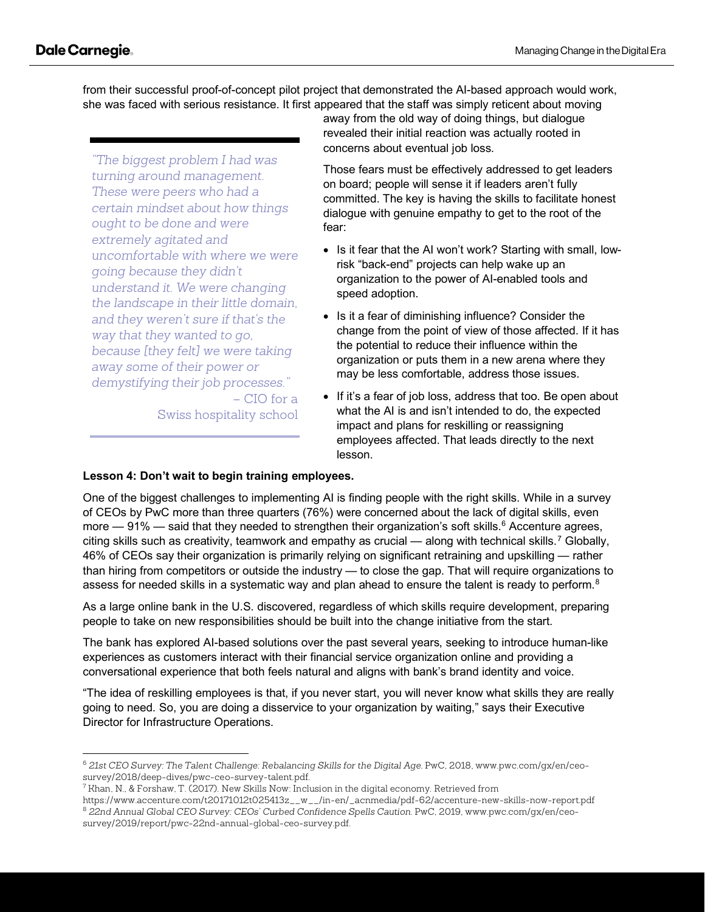from their successful proof-of-concept pilot project that demonstrated the AI-based approach would work, she was faced with serious resistance. It first appeared that the staff was simply reticent about moving away from the old way of doing things, but dialogue revealed their initial reaction was actually rooted in concerns about eventual job loss.

> *"The biggest problem I had was turning around management. These were peers who had a certain mindset about how things ought to be done and were extremely agitated and uncomfortable with where we were going because they didn't understand it. We were changing the landscape in their little domain, and they weren't sure if that's the way that they wanted to go, because [they felt] we were taking away some of their power or demystifying their job processes."*
>
> – CIO for a Swiss hospitality school

Those fears must be effectively addressed to get leaders on board; people will sense it if leaders aren't fully committed. The key is having the skills to facilitate honest dialogue with genuine empathy to get to the root of the fear:

- Is it fear that the AI won't work? Starting with small, low-risk "back-end" projects can help wake up an organization to the power of AI-enabled tools and speed adoption.
- Is it a fear of diminishing influence? Consider the change from the point of view of those affected. If it has the potential to reduce their influence within the organization or puts them in a new arena where they may be less comfortable, address those issues.
- If it's a fear of job loss, address that too. Be open about what the AI is and isn't intended to do, the expected impact and plans for reskilling or reassigning employees affected. That leads directly to the next lesson.

**Lesson 4: Don't wait to begin training employees.**

One of the biggest challenges to implementing AI is finding people with the right skills. While in a survey of CEOs by PwC more than three quarters (76%) were concerned about the lack of digital skills, even more — 91% — said that they needed to strengthen their organization's soft skills.[6] Accenture agrees, citing skills such as creativity, teamwork and empathy as crucial — along with technical skills.[7] Globally, 46% of CEOs say their organization is primarily relying on significant retraining and upskilling — rather than hiring from competitors or outside the industry — to close the gap. That will require organizations to assess for needed skills in a systematic way and plan ahead to ensure the talent is ready to perform.[8]

As a large online bank in the U.S. discovered, regardless of which skills require development, preparing people to take on new responsibilities should be built into the change initiative from the start.

The bank has explored AI-based solutions over the past several years, seeking to introduce human-like experiences as customers interact with their financial service organization online and providing a conversational experience that both feels natural and aligns with bank's brand identity and voice.

"The idea of reskilling employees is that, if you never start, you will never know what skills they are really going to need. So, you are doing a disservice to your organization by waiting," says their Executive Director for Infrastructure Operations.

---

[6] *21st CEO Survey: The Talent Challenge: Rebalancing Skills for the Digital Age.* PwC, 2018, www.pwc.com/gx/en/ceo-survey/2018/deep-dives/pwc-ceo-survey-talent.pdf.

[7] Khan, N., & Forshaw, T. (2017). New Skills Now: Inclusion in the digital economy. Retrieved from https://www.accenture.com/t20171012t025413z__w__/in-en/_acnmedia/pdf-62/accenture-new-skills-now-report.pdf

[8] *22nd Annual Global CEO Survey: CEOs' Curbed Confidence Spells Caution.* PwC, 2019, www.pwc.com/gx/en/ceo-survey/2019/report/pwc-22nd-annual-global-ceo-survey.pdf.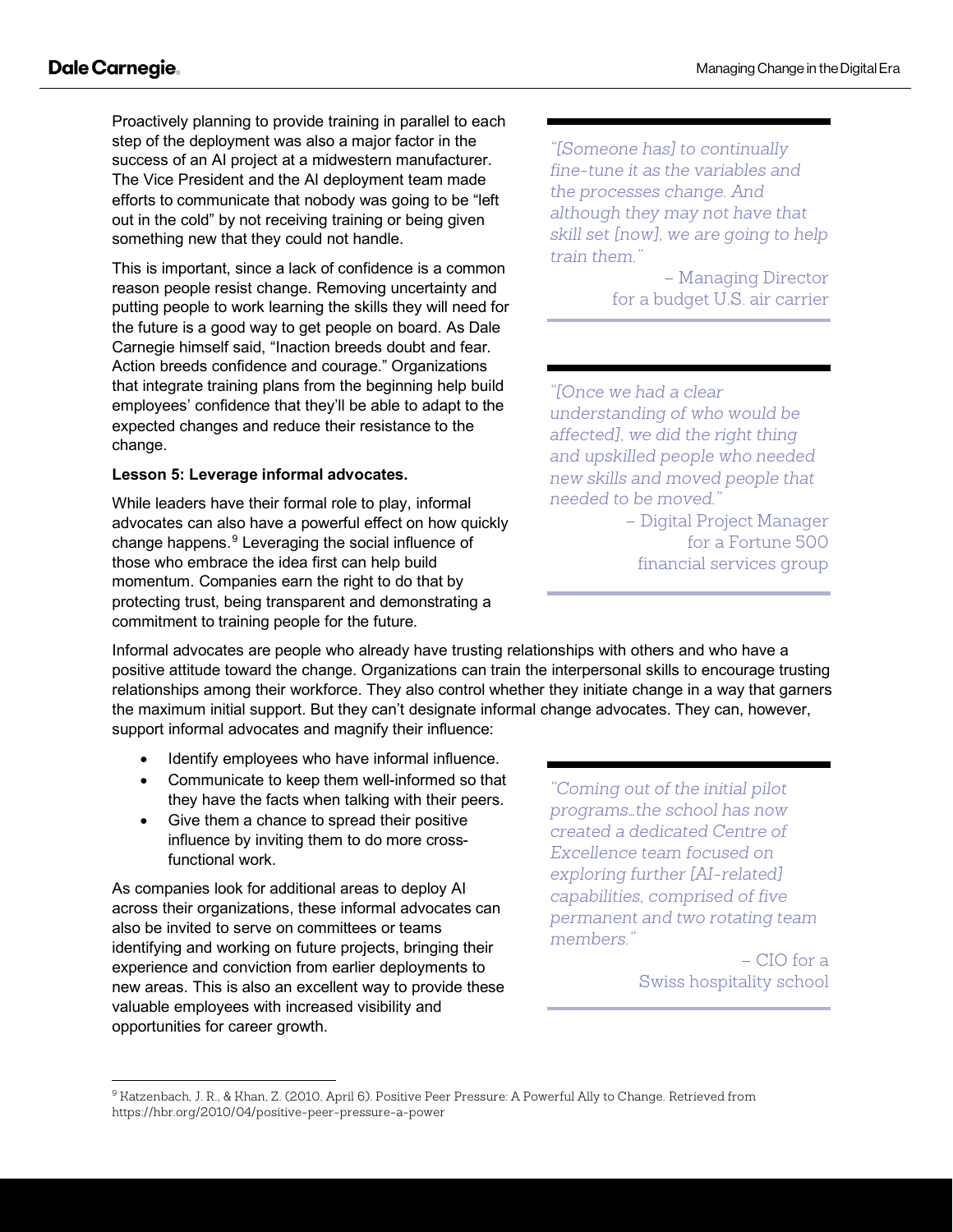Proactively planning to provide training in parallel to each step of the deployment was also a major factor in the success of an AI project at a midwestern manufacturer. The Vice President and the AI deployment team made efforts to communicate that nobody was going to be "left out in the cold" by not receiving training or being given something new that they could not handle.

This is important, since a lack of confidence is a common reason people resist change. Removing uncertainty and putting people to work learning the skills they will need for the future is a good way to get people on board. As Dale Carnegie himself said, "Inaction breeds doubt and fear. Action breeds confidence and courage." Organizations that integrate training plans from the beginning help build employees' confidence that they'll be able to adapt to the expected changes and reduce their resistance to the change.

> *"[Someone has] to continually fine-tune it as the variables and the processes change. And although they may not have that skill set [now], we are going to help train them."*
>
> – Managing Director for a budget U.S. air carrier

> *"[Once we had a clear understanding of who would be affected], we did the right thing and upskilled people who needed new skills and moved people that needed to be moved."*
>
> – Digital Project Manager for a Fortune 500 financial services group

**Lesson 5: Leverage informal advocates.**

While leaders have their formal role to play, informal advocates can also have a powerful effect on how quickly change happens.[9] Leveraging the social influence of those who embrace the idea first can help build momentum. Companies earn the right to do that by protecting trust, being transparent and demonstrating a commitment to training people for the future.

Informal advocates are people who already have trusting relationships with others and who have a positive attitude toward the change. Organizations can train the interpersonal skills to encourage trusting relationships among their workforce. They also control whether they initiate change in a way that garners the maximum initial support. But they can't designate informal change advocates. They can, however, support informal advocates and magnify their influence:

- Identify employees who have informal influence.
- Communicate to keep them well-informed so that they have the facts when talking with their peers.
- Give them a chance to spread their positive influence by inviting them to do more cross-functional work.

As companies look for additional areas to deploy AI across their organizations, these informal advocates can also be invited to serve on committees or teams identifying and working on future projects, bringing their experience and conviction from earlier deployments to new areas. This is also an excellent way to provide these valuable employees with increased visibility and opportunities for career growth.

> *"Coming out of the initial pilot programs…the school has now created a dedicated Centre of Excellence team focused on exploring further [AI-related] capabilities, comprised of five permanent and two rotating team members."*
>
> – CIO for a Swiss hospitality school

[9] Katzenbach, J. R., & Khan, Z. (2010, April 6). Positive Peer Pressure: A Powerful Ally to Change. Retrieved from https://hbr.org/2010/04/positive-peer-pressure-a-power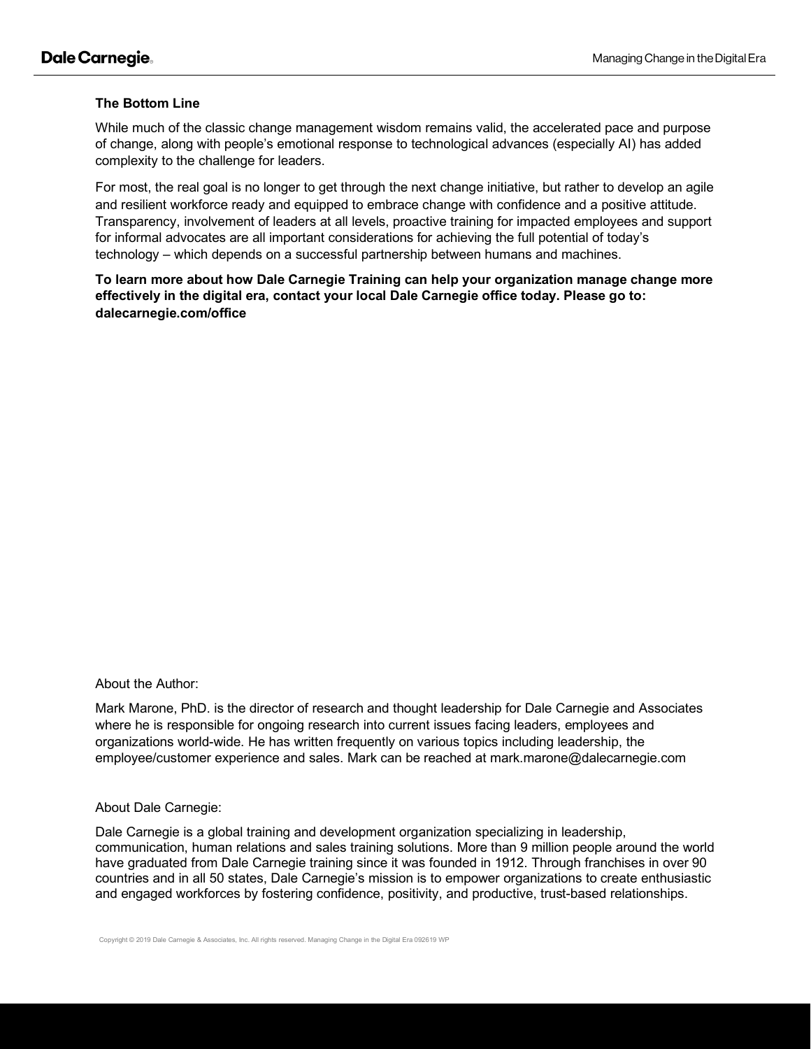### The Bottom Line

While much of the classic change management wisdom remains valid, the accelerated pace and purpose of change, along with people's emotional response to technological advances (especially AI) has added complexity to the challenge for leaders.

For most, the real goal is no longer to get through the next change initiative, but rather to develop an agile and resilient workforce ready and equipped to embrace change with confidence and a positive attitude. Transparency, involvement of leaders at all levels, proactive training for impacted employees and support for informal advocates are all important considerations for achieving the full potential of today's technology – which depends on a successful partnership between humans and machines.

**To learn more about how Dale Carnegie Training can help your organization manage change more effectively in the digital era, contact your local Dale Carnegie office today. Please go to: dalecarnegie.com/office**

About the Author:

Mark Marone, PhD. is the director of research and thought leadership for Dale Carnegie and Associates where he is responsible for ongoing research into current issues facing leaders, employees and organizations world-wide. He has written frequently on various topics including leadership, the employee/customer experience and sales. Mark can be reached at mark.marone@dalecarnegie.com

About Dale Carnegie:

Dale Carnegie is a global training and development organization specializing in leadership, communication, human relations and sales training solutions. More than 9 million people around the world have graduated from Dale Carnegie training since it was founded in 1912. Through franchises in over 90 countries and in all 50 states, Dale Carnegie's mission is to empower organizations to create enthusiastic and engaged workforces by fostering confidence, positivity, and productive, trust-based relationships.

Copyright © 2019 Dale Carnegie & Associates, Inc. All rights reserved. Managing Change in the Digital Era 092619 WP